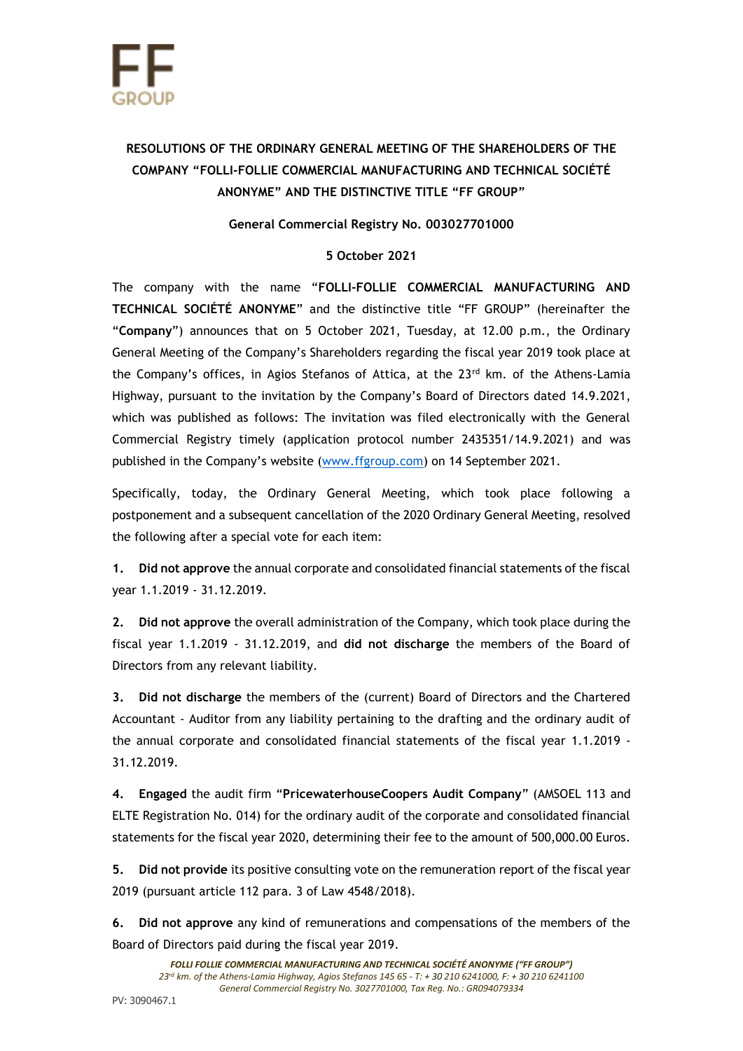# RESOLUTIONS OF THE ORDINARY GENERAL MEETING OF THE SHAREHOLDERS OF THE COMPANY "FOLLI-FOLLIE COMMERCIAL MANUFACTURING AND TECHNICAL SOCIÉTÉ ANONYME" AND THE DISTINCTIVE TITLE "FF GROUP"

**General Commercial Registry No. 003027701000**

**5 October 2021**

The company with the name "**FOLLI-FOLLIE COMMERCIAL MANUFACTURING AND TECHNICAL SOCIÉTÉ ANONYME**" and the distinctive title "FF GROUP" (hereinafter the "**Company**") announces that on 5 October 2021, Tuesday, at 12.00 p.m., the Ordinary General Meeting of the Company's Shareholders regarding the fiscal year 2019 took place at the Company's offices, in Agios Stefanos of Attica, at the 23rd km. of the Athens-Lamia Highway, pursuant to the invitation by the Company's Board of Directors dated 14.9.2021, which was published as follows: The invitation was filed electronically with the General Commercial Registry timely (application protocol number 2435351/14.9.2021) and was published in the Company's website (www.ffgroup.com) on 14 September 2021.

Specifically, today, the Ordinary General Meeting, which took place following a postponement and a subsequent cancellation of the 2020 Ordinary General Meeting, resolved the following after a special vote for each item:

1. **Did not approve** the annual corporate and consolidated financial statements of the fiscal year 1.1.2019 - 31.12.2019.

2. **Did not approve** the overall administration of the Company, which took place during the fiscal year 1.1.2019 - 31.12.2019, and **did not discharge** the members of the Board of Directors from any relevant liability.

3. **Did not discharge** the members of the (current) Board of Directors and the Chartered Accountant - Auditor from any liability pertaining to the drafting and the ordinary audit of the annual corporate and consolidated financial statements of the fiscal year 1.1.2019 - 31.12.2019.

4. **Engaged** the audit firm "**PricewaterhouseCoopers Audit Company**" (AMSOEL 113 and ELTE Registration No. 014) for the ordinary audit of the corporate and consolidated financial statements for the fiscal year 2020, determining their fee to the amount of 500,000.00 Euros.

5. **Did not provide** its positive consulting vote on the remuneration report of the fiscal year 2019 (pursuant article 112 para. 3 of Law 4548/2018).

6. **Did not approve** any kind of remunerations and compensations of the members of the Board of Directors paid during the fiscal year 2019.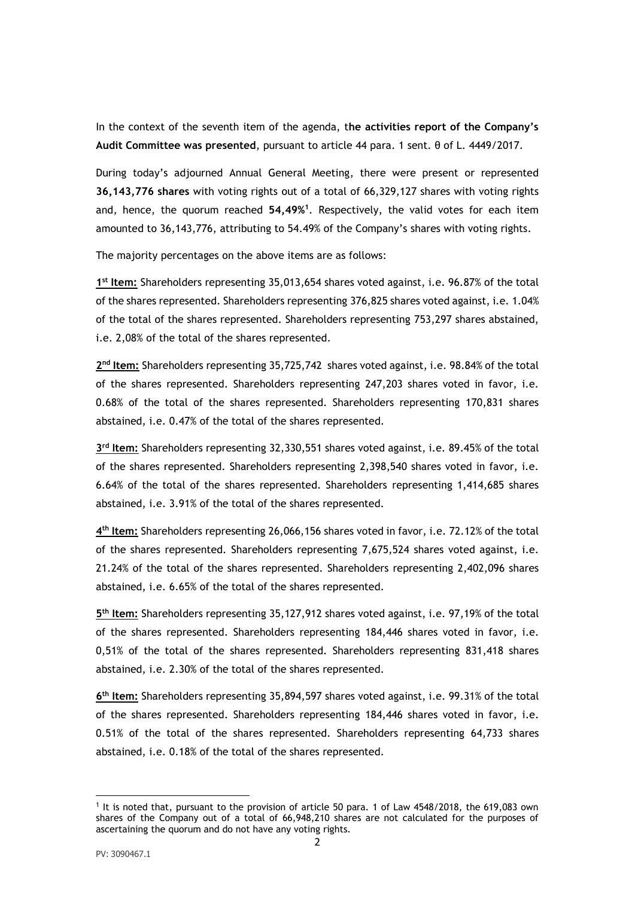In the context of the seventh item of the agenda, t**he activities report of the Company's Audit Committee was presented**, pursuant to article 44 para. 1 sent. θ of L. 4449/2017.

During today's adjourned Annual General Meeting, there were present or represented **36,143,776 shares** with voting rights out of a total of 66,329,127 shares with voting rights and, hence, the quorum reached **54,49%**[1]. Respectively, the valid votes for each item amounted to 36,143,776, attributing to 54.49% of the Company's shares with voting rights.

The majority percentages on the above items are as follows:

**1st Item:** Shareholders representing 35,013,654 shares voted against, i.e. 96.87% of the total of the shares represented. Shareholders representing 376,825 shares voted against, i.e. 1.04% of the total of the shares represented. Shareholders representing 753,297 shares abstained, i.e. 2,08% of the total of the shares represented.

**2nd Item:** Shareholders representing 35,725,742 shares voted against, i.e. 98.84% of the total of the shares represented. Shareholders representing 247,203 shares voted in favor, i.e. 0.68% of the total of the shares represented. Shareholders representing 170,831 shares abstained, i.e. 0.47% of the total of the shares represented.

**3rd Item:** Shareholders representing 32,330,551 shares voted against, i.e. 89.45% of the total of the shares represented. Shareholders representing 2,398,540 shares voted in favor, i.e. 6.64% of the total of the shares represented. Shareholders representing 1,414,685 shares abstained, i.e. 3.91% of the total of the shares represented.

**4th Item:** Shareholders representing 26,066,156 shares voted in favor, i.e. 72.12% of the total of the shares represented. Shareholders representing 7,675,524 shares voted against, i.e. 21.24% of the total of the shares represented. Shareholders representing 2,402,096 shares abstained, i.e. 6.65% of the total of the shares represented.

**5th Item:** Shareholders representing 35,127,912 shares voted against, i.e. 97,19% of the total of the shares represented. Shareholders representing 184,446 shares voted in favor, i.e. 0,51% of the total of the shares represented. Shareholders representing 831,418 shares abstained, i.e. 2.30% of the total of the shares represented.

**6th Item:** Shareholders representing 35,894,597 shares voted against, i.e. 99.31% of the total of the shares represented. Shareholders representing 184,446 shares voted in favor, i.e. 0.51% of the total of the shares represented. Shareholders representing 64,733 shares abstained, i.e. 0.18% of the total of the shares represented.

[1] It is noted that, pursuant to the provision of article 50 para. 1 of Law 4548/2018, the 619,083 own shares of the Company out of a total of 66,948,210 shares are not calculated for the purposes of ascertaining the quorum and do not have any voting rights.

PV: 3090467.1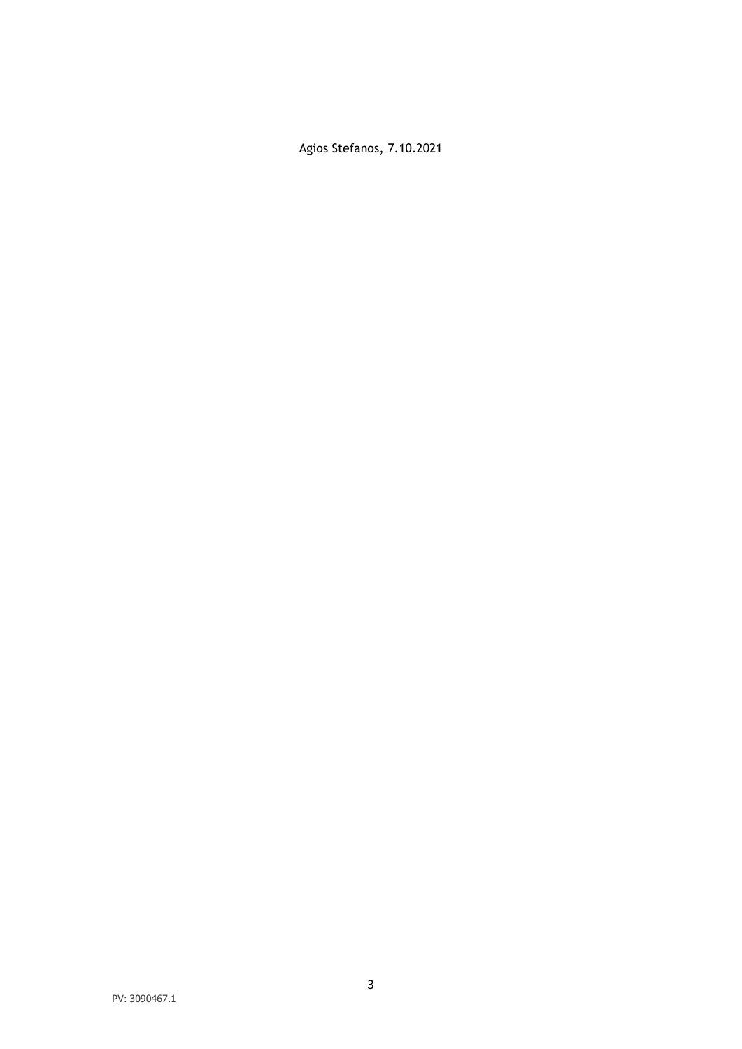Agios Stefanos, 7.10.2021

PV: 3090467.1